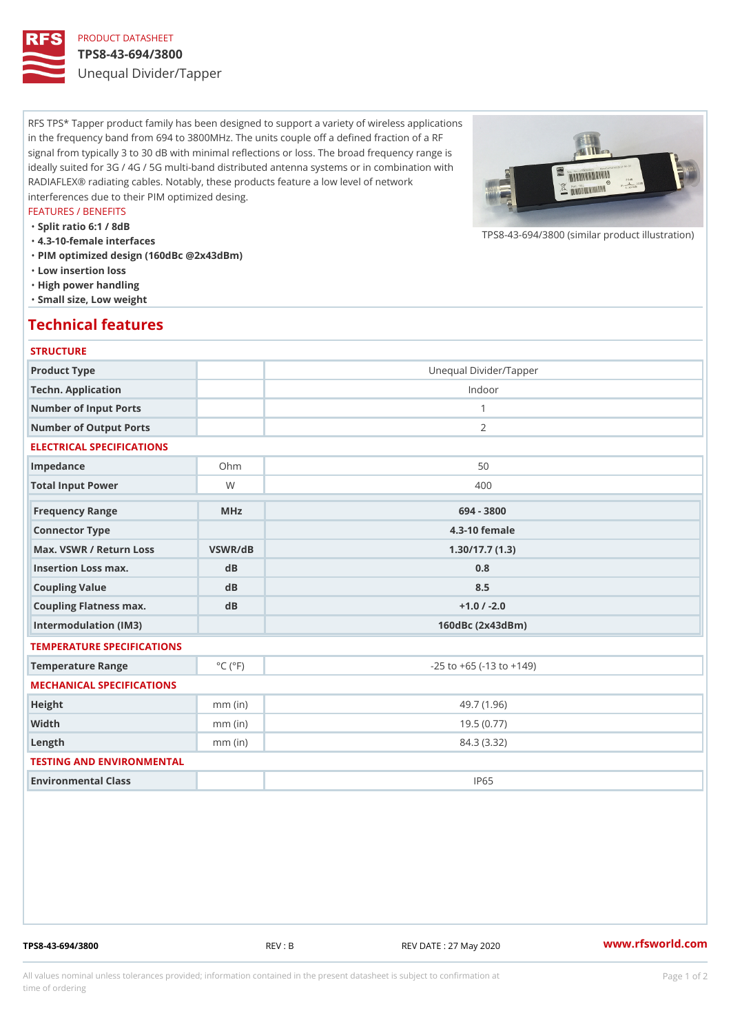PRODUCT DATASHEET

# TPS8-43-694/3800

Unequal Divider/Tapper

RFS TPS* Tapper product family has been designed to support a variety of wireless applications in the frequency band from 694 to 3800MHz. The units couple off a defined fraction of a RF signal from typically 3 to 30 dB with minimal reflections or loss. The broad frequency range is ideally suited for 3G / 4G / 5G multi-band distributed antenna systems or in combination with RADIAFLEX® radiating cables. Notably, these products feature a low level of network interferences due to their PIM optimized desing.

FEATURES / BENEFITS

- Split ratio 6:1 / 8dB
- 4.3-10-female interfaces
- PIM optimized design (160dBc @2x43dBm)
- Low insertion loss
- High power handling
- Small size, Low weight

TPS8-43-694/3800 (similar product illustration)

## Technical features

### STRUCTURE

| | | |
|---|---|---|
| Product Type | | Unequal Divider/Tapper |
| Techn. Application | | Indoor |
| Number of Input Ports | | 1 |
| Number of Output Ports | | 2 |

### ELECTRICAL SPECIFICATIONS

| | | |
|---|---|---|
| Impedance | Ohm | 50 |
| Total Input Power | W | 400 |
| **Frequency Range** | **MHz** | **694 - 3800** |
| **Connector Type** | | **4.3-10 female** |
| **Max. VSWR / Return Loss** | **VSWR/dB** | **1.30/17.7 (1.3)** |
| **Insertion Loss max.** | **dB** | **0.8** |
| **Coupling Value** | **dB** | **8.5** |
| **Coupling Flatness max.** | **dB** | **+1.0 / -2.0** |
| **Intermodulation (IM3)** | | **160dBc (2x43dBm)** |

### TEMPERATURE SPECIFICATIONS

| | | |
|---|---|---|
| Temperature Range | °C (°F) | -25 to +65 (-13 to +149) |

### MECHANICAL SPECIFICATIONS

| | | |
|---|---|---|
| Height | mm (in) | 49.7 (1.96) |
| Width | mm (in) | 19.5 (0.77) |
| Length | mm (in) | 84.3 (3.32) |

### TESTING AND ENVIRONMENTAL

| | | |
|---|---|---|
| Environmental Class | | IP65 |

TPS8-43-694/3800 REV : B REV DATE : 27 May 2020 www.rfsworld.com

All values nominal unless tolerances provided; information contained in the present datasheet is subject to confirmation at time of ordering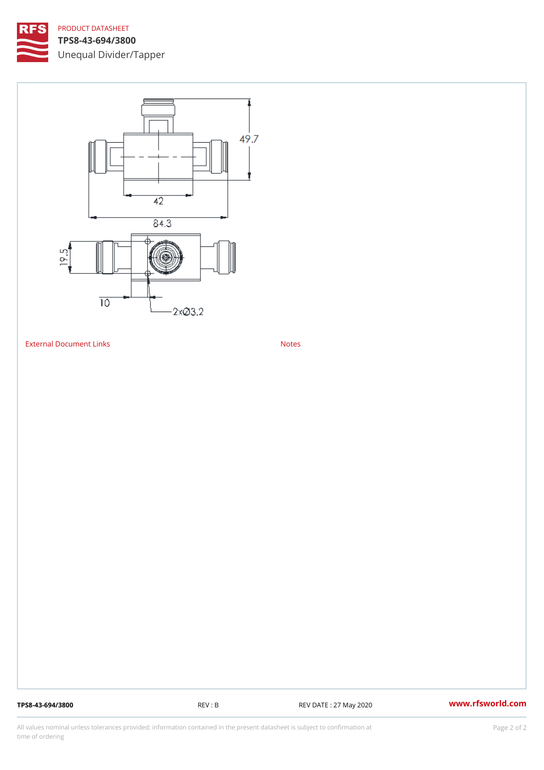PRODUCT DATASHEET

**TPS8-43-694/3800**

Unequal Divider/Tapper

49.7

42

84.3

19.5

10

2xØ3.2

External Document Links

Notes

TPS8-43-694/3800 REV : B REV DATE : 27 May 2020 www.rfsworld.com

All values nominal unless tolerances provided; information contained in the present datasheet is subject to confirmation at time of ordering